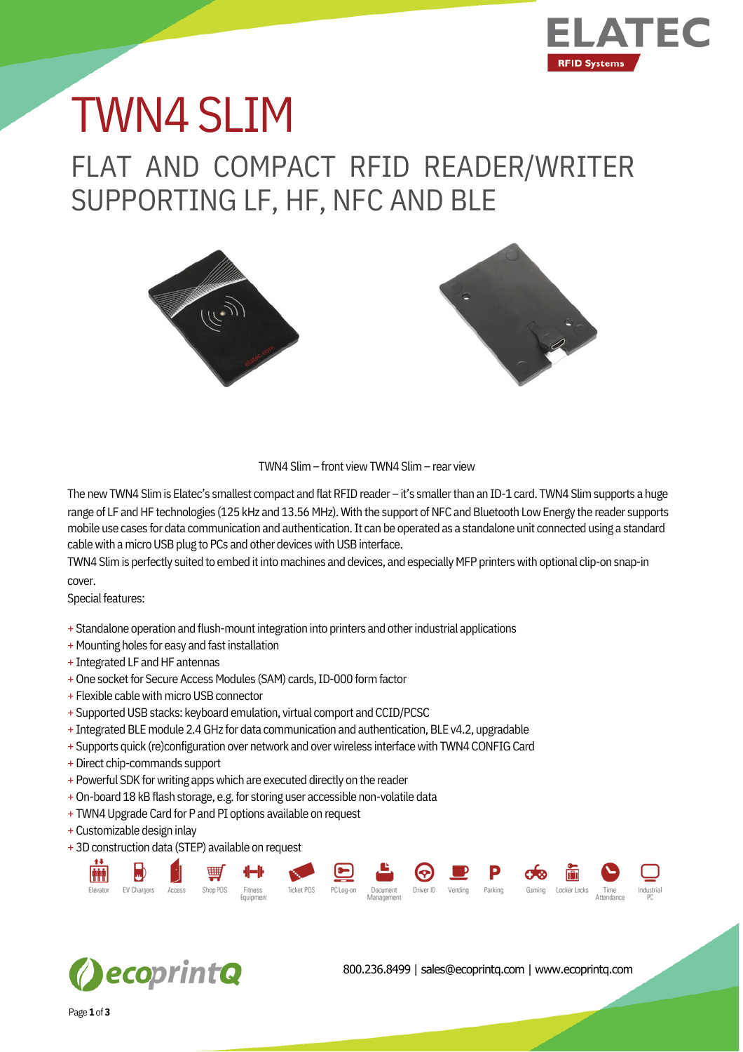# TWN4 SLIM

## FLAT AND COMPACT RFID READER/WRITER SUPPORTING LF, HF, NFC AND BLE

TWN4 Slim – front view TWN4 Slim – rear view

The new TWN4 Slim is Elatec's smallest compact and flat RFID reader – it's smaller than an ID-1 card. TWN4 Slim supports a huge range of LF and HF technologies (125 kHz and 13.56 MHz). With the support of NFC and Bluetooth Low Energy the reader supports mobile use cases for data communication and authentication. It can be operated as a standalone unit connected using a standard cable with a micro USB plug to PCs and other devices with USB interface.

TWN4 Slim is perfectly suited to embed it into machines and devices, and especially MFP printers with optional clip-on snap-in cover.

Special features:

+ Standalone operation and flush-mount integration into printers and other industrial applications
+ Mounting holes for easy and fast installation
+ Integrated LF and HF antennas
+ One socket for Secure Access Modules (SAM) cards, ID-000 form factor
+ Flexible cable with micro USB connector
+ Supported USB stacks: keyboard emulation, virtual comport and CCID/PCSC
+ Integrated BLE module 2.4 GHz for data communication and authentication, BLE v4.2, upgradable
+ Supports quick (re)configuration over network and over wireless interface with TWN4 CONFIG Card
+ Direct chip-commands support
+ Powerful SDK for writing apps which are executed directly on the reader
+ On-board 18 kB flash storage, e.g. for storing user accessible non-volatile data
+ TWN4 Upgrade Card for P and PI options available on request
+ Customizable design inlay
+ 3D construction data (STEP) available on request

Elevator | EV Chargers | Access | Shop POS | Fitness Equipment | Ticket POS | PC Log-on | Document Management | Driver ID | Vending | Parking | Gaming | Locker Locks | Time Attendance | Industrial PC

800.236.8499 | sales@ecoprintq.com | www.ecoprintq.com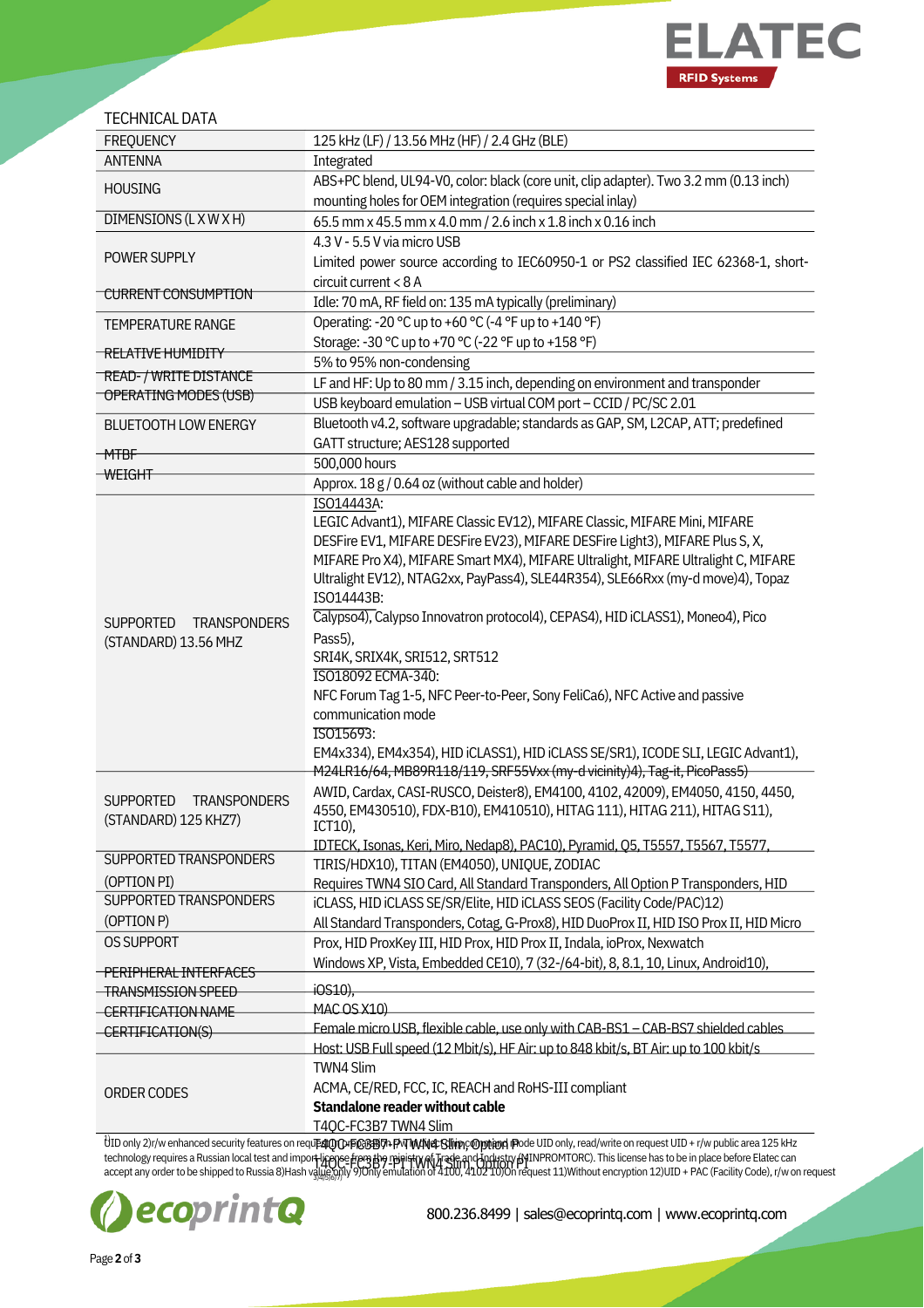TECHNICAL DATA

| | |
|---|---|
| FREQUENCY | 125 kHz (LF) / 13.56 MHz (HF) / 2.4 GHz (BLE) |
| ANTENNA | Integrated |
| HOUSING | ABS+PC blend, UL94-V0, color: black (core unit, clip adapter). Two 3.2 mm (0.13 inch) mounting holes for OEM integration (requires special inlay) |
| DIMENSIONS (L X W X H) | 65.5 mm x 45.5 mm x 4.0 mm / 2.6 inch x 1.8 inch x 0.16 inch |
| POWER SUPPLY | 4.3 V - 5.5 V via micro USB<br>Limited power source according to IEC60950-1 or PS2 classified IEC 62368-1, short-circuit current < 8 A |
| CURRENT CONSUMPTION | Idle: 70 mA, RF field on: 135 mA typically (preliminary) |
| TEMPERATURE RANGE | Operating: -20 °C up to +60 °C (-4 °F up to +140 °F)<br>Storage: -30 °C up to +70 °C (-22 °F up to +158 °F) |
| RELATIVE HUMIDITY | 5% to 95% non-condensing |
| READ- / WRITE DISTANCE | LF and HF: Up to 80 mm / 3.15 inch, depending on environment and transponder |
| OPERATING MODES (USB) | USB keyboard emulation – USB virtual COM port – CCID / PC/SC 2.01 |
| BLUETOOTH LOW ENERGY | Bluetooth v4.2, software upgradable; standards as GAP, SM, L2CAP, ATT; predefined GATT structure; AES128 supported |
| MTBF | 500,000 hours |
| WEIGHT | Approx. 18 g / 0.64 oz (without cable and holder) |
| SUPPORTED TRANSPONDERS (STANDARD) 13.56 MHZ | ISO14443A:<br>LEGIC Advant1), MIFARE Classic EV12), MIFARE Classic, MIFARE Mini, MIFARE DESFire EV1, MIFARE DESFire EV23), MIFARE DESFire Light3), MIFARE Plus S, X, MIFARE Pro X4), MIFARE Smart MX4), MIFARE Ultralight, MIFARE Ultralight C, MIFARE Ultralight EV12), NTAG2xx, PayPass4), SLE44R354), SLE66Rxx (my-d move)4), Topaz<br>ISO14443B:<br>Calypso4), Calypso Innovatron protocol4), CEPAS4), HID iCLASS1), Moneo4), Pico Pass5),<br>SRI4K, SRIX4K, SRI512, SRT512<br>ISO18092 ECMA-340:<br>NFC Forum Tag 1-5, NFC Peer-to-Peer, Sony FeliCa6), NFC Active and passive communication mode<br>ISO15693:<br>EM4x334), EM4x354), HID iCLASS1), HID iCLASS SE/SR1), ICODE SLI, LEGIC Advant1), M24LR16/64, MB89R118/119, SRF55Vxx (my-d vicinity)4), Tag-it, PicoPass5) |
| SUPPORTED TRANSPONDERS (STANDARD) 125 KHZ7) | AWID, Cardax, CASI-RUSCO, Deister8), EM4100, 4102, 42009), EM4050, 4150, 4450, 4550, EM430510), FDX-B10), EM410510), HITAG 111), HITAG 211), HITAG S11), ICT10),<br>IDTECK, Isonas, Keri, Miro, Nedap8), PAC10), Pyramid, Q5, T5557, T5567, T5577, TIRIS/HDX10), TITAN (EM4050), UNIQUE, ZODIAC |
| SUPPORTED TRANSPONDERS (OPTION PI) | Requires TWN4 SIO Card, All Standard Transponders, All Option P Transponders, HID iCLASS, HID iCLASS SE/SR/Elite, HID iCLASS SEOS (Facility Code/PAC)12) |
| SUPPORTED TRANSPONDERS (OPTION P) | All Standard Transponders, Cotag, G-Prox8), HID DuoProx II, HID ISO Prox II, HID Micro Prox, HID ProxKey III, HID Prox, HID Prox II, Indala, ioProx, Nexwatch |
| OS SUPPORT | Windows XP, Vista, Embedded CE10), 7 (32-/64-bit), 8, 8.1, 10, Linux, Android10), iOS10),<br>MAC OS X10) |
| PERIPHERAL INTERFACES | Female micro USB, flexible cable, use only with CAB-BS1 – CAB-BS7 shielded cables |
| TRANSMISSION SPEED | Host: USB Full speed (12 Mbit/s), HF Air: up to 848 kbit/s, BT Air: up to 100 kbit/s |
| CERTIFICATION NAME | TWN4 Slim |
| CERTIFICATION(S) | ACMA, CE/RED, FCC, IC, REACH and RoHS-III compliant |
| ORDER CODES | **Standalone reader without cable**<br>T4QC-FC3B7 TWN4 Slim<br>T4QC-FC3B7-P TWN4 Slim, Option P<br>T4QC-FC3B7-PI TWN4 Slim, Option PI |

1)UID only 2)r/w enhanced security features on request 3)r/w 4)UID only 5)PicoPass compliant mode UID only, read/write on request UID + r/w public area 125 kHz technology requires a Russian local test and import license from the ministry of Trade and Industry (MINPROMTORG). This license has to be in place before Elatec can accept any order to be shipped to Russia 8)Hash value only 9)Only emulation of 4100, 4102 10)On request 11)Without encryption 12)UID + PAC (Facility Code), r/w on request

800.236.8499 | sales@ecoprintq.com | www.ecoprintq.com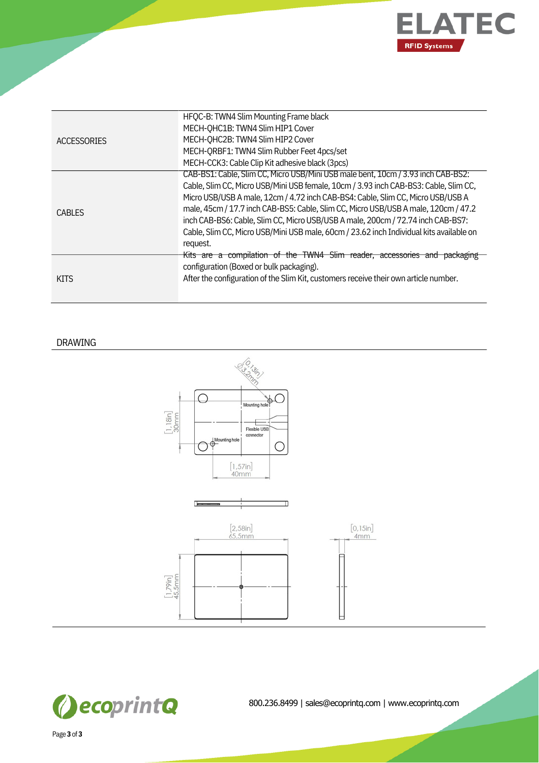| | |
|---|---|
| ACCESSORIES | HFQC-B: TWN4 Slim Mounting Frame black<br>MECH-QHC1B: TWN4 Slim HIP1 Cover<br>MECH-QHC2B: TWN4 Slim HIP2 Cover<br>MECH-QRBF1: TWN4 Slim Rubber Feet 4pcs/set<br>MECH-CCK3: Cable Clip Kit adhesive black (3pcs) |
| CABLES | CAB-BS1: Cable, Slim CC, Micro USB/Mini USB male bent, 10cm / 3.93 inch CAB-BS2: Cable, Slim CC, Micro USB/Mini USB female, 10cm / 3.93 inch CAB-BS3: Cable, Slim CC, Micro USB/USB A male, 12cm / 4.72 inch CAB-BS4: Cable, Slim CC, Micro USB/USB A male, 45cm / 17.7 inch CAB-BS5: Cable, Slim CC, Micro USB/USB A male, 120cm / 47.2 inch CAB-BS6: Cable, Slim CC, Micro USB/USB A male, 200cm / 72.74 inch CAB-BS7: Cable, Slim CC, Micro USB/Mini USB male, 60cm / 23.62 inch Individual kits available on request. |
| KITS | Kits are a compilation of the TWN4 Slim reader, accessories and packaging configuration (Boxed or bulk packaging).<br>After the configuration of the Slim Kit, customers receive their own article number. |

## DRAWING

[0,13in]
Ø3,2mm
Mounting hole
Flexible USB connector
Mounting hole
[1,18in]
30mm
[1,57in]
40mm
[2,58in]
65,5mm
[0,15in]
4mm
[1,79in]
45,5mm

800.236.8499 | sales@ecoprintq.com | www.ecoprintq.com